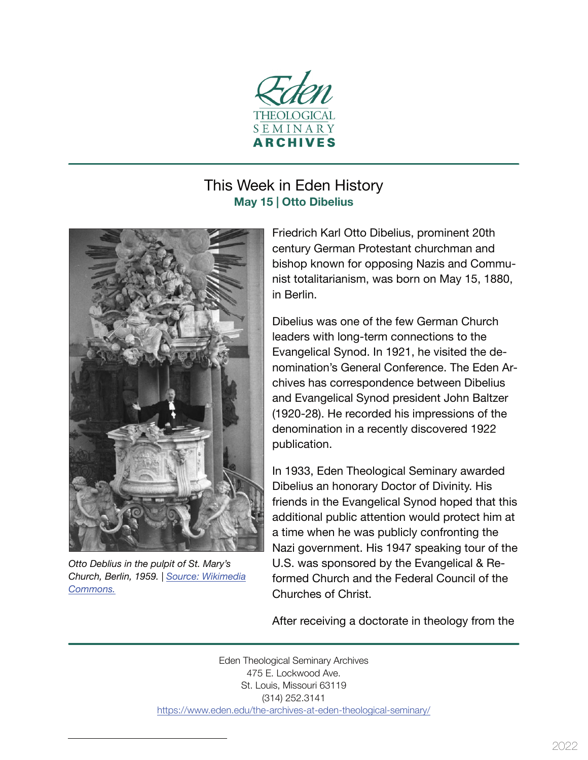Eden Theological Seminary Archives

# This Week in Eden History

## May 15 | Otto Dibelius

*Otto Deblius in the pulpit of St. Mary's Church, Berlin, 1959.* | [Source: Wikimedia Commons.](https://commons.wikimedia.org)

Friedrich Karl Otto Dibelius, prominent 20th century German Protestant churchman and bishop known for opposing Nazis and Communist totalitarianism, was born on May 15, 1880, in Berlin.

Dibelius was one of the few German Church leaders with long-term connections to the Evangelical Synod. In 1921, he visited the denomination's General Conference. The Eden Archives has correspondence between Dibelius and Evangelical Synod president John Baltzer (1920-28). He recorded his impressions of the denomination in a recently discovered 1922 publication.

In 1933, Eden Theological Seminary awarded Dibelius an honorary Doctor of Divinity. His friends in the Evangelical Synod hoped that this additional public attention would protect him at a time when he was publicly confronting the Nazi government. His 1947 speaking tour of the U.S. was sponsored by the Evangelical & Reformed Church and the Federal Council of the Churches of Christ.

After receiving a doctorate in theology from the

Eden Theological Seminary Archives
475 E. Lockwood Ave.
St. Louis, Missouri 63119
(314) 252.3141
https://www.eden.edu/the-archives-at-eden-theological-seminary/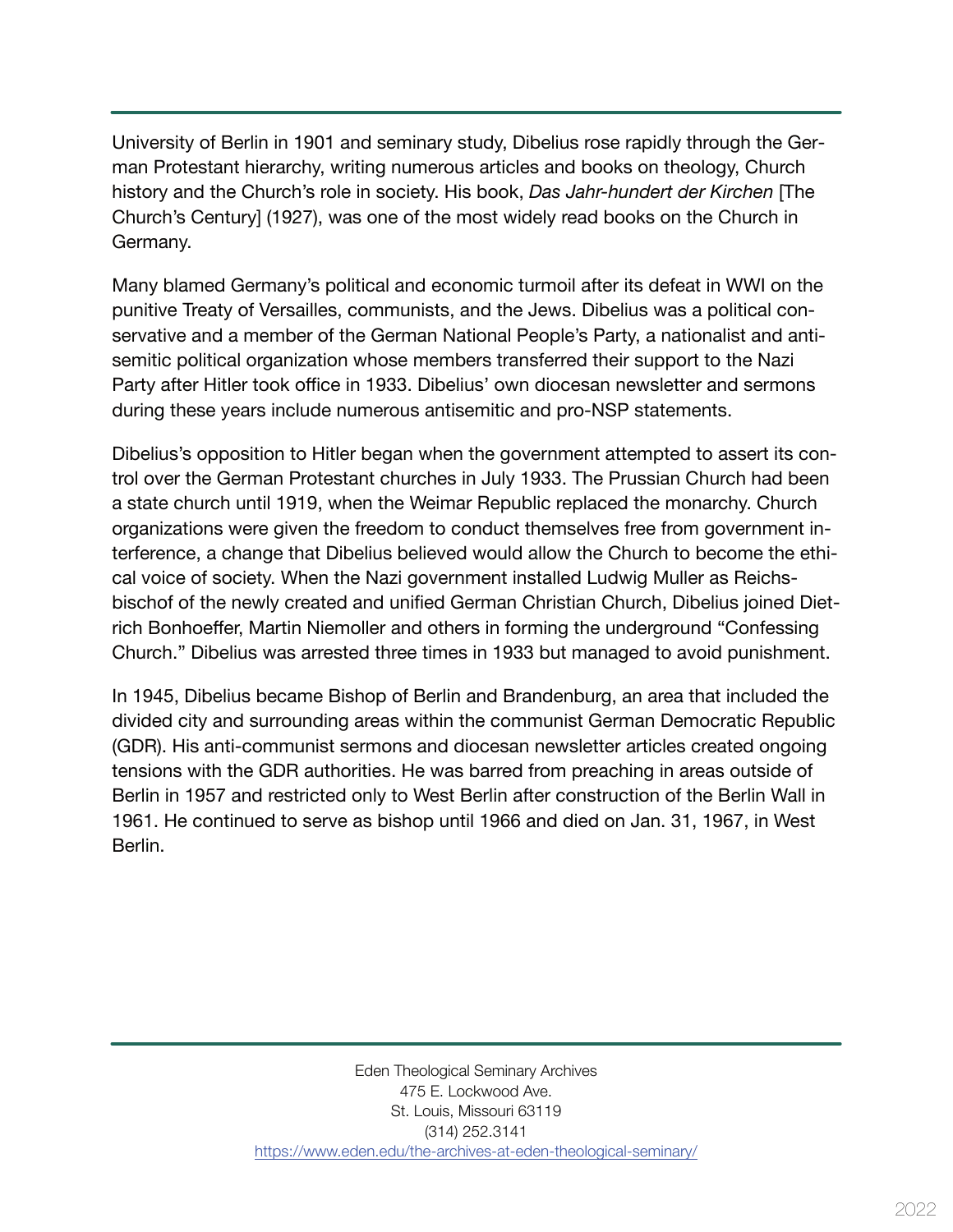University of Berlin in 1901 and seminary study, Dibelius rose rapidly through the German Protestant hierarchy, writing numerous articles and books on theology, Church history and the Church's role in society. His book, *Das Jahr-hundert der Kirchen* [The Church's Century] (1927), was one of the most widely read books on the Church in Germany.

Many blamed Germany's political and economic turmoil after its defeat in WWI on the punitive Treaty of Versailles, communists, and the Jews. Dibelius was a political conservative and a member of the German National People's Party, a nationalist and antisemitic political organization whose members transferred their support to the Nazi Party after Hitler took office in 1933. Dibelius' own diocesan newsletter and sermons during these years include numerous antisemitic and pro-NSP statements.

Dibelius's opposition to Hitler began when the government attempted to assert its control over the German Protestant churches in July 1933. The Prussian Church had been a state church until 1919, when the Weimar Republic replaced the monarchy. Church organizations were given the freedom to conduct themselves free from government interference, a change that Dibelius believed would allow the Church to become the ethical voice of society. When the Nazi government installed Ludwig Muller as Reichsbischof of the newly created and unified German Christian Church, Dibelius joined Dietrich Bonhoeffer, Martin Niemoller and others in forming the underground "Confessing Church." Dibelius was arrested three times in 1933 but managed to avoid punishment.

In 1945, Dibelius became Bishop of Berlin and Brandenburg, an area that included the divided city and surrounding areas within the communist German Democratic Republic (GDR). His anti-communist sermons and diocesan newsletter articles created ongoing tensions with the GDR authorities. He was barred from preaching in areas outside of Berlin in 1957 and restricted only to West Berlin after construction of the Berlin Wall in 1961. He continued to serve as bishop until 1966 and died on Jan. 31, 1967, in West Berlin.

Eden Theological Seminary Archives
475 E. Lockwood Ave.
St. Louis, Missouri 63119
(314) 252.3141
https://www.eden.edu/the-archives-at-eden-theological-seminary/